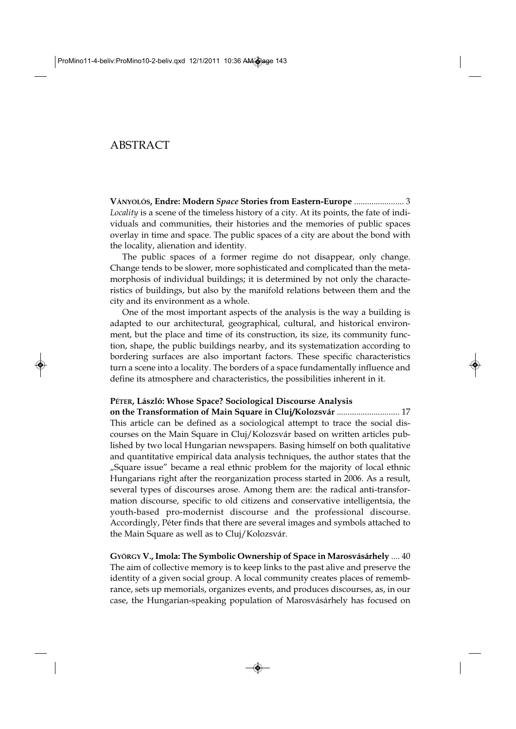# ABSTRACT

**VÁNYOLÓS, Endre: Modern *Space* Stories from Eastern-Europe** ....................... 3

*Locality* is a scene of the timeless history of a city. At its points, the fate of individuals and communities, their histories and the memories of public spaces overlay in time and space. The public spaces of a city are about the bond with the locality, alienation and identity.

The public spaces of a former regime do not disappear, only change. Change tends to be slower, more sophisticated and complicated than the metamorphosis of individual buildings; it is determined by not only the characteristics of buildings, but also by the manifold relations between them and the city and its environment as a whole.

One of the most important aspects of the analysis is the way a building is adapted to our architectural, geographical, cultural, and historical environment, but the place and time of its construction, its size, its community function, shape, the public buildings nearby, and its systematization according to bordering surfaces are also important factors. These specific characteristics turn a scene into a locality. The borders of a space fundamentally influence and define its atmosphere and characteristics, the possibilities inherent in it.

**PÉTER, László: Whose Space? Sociological Discourse Analysis on the Transformation of Main Square in Cluj/Kolozsvár** ............................. 17

This article can be defined as a sociological attempt to trace the social discourses on the Main Square in Cluj/Kolozsvár based on written articles published by two local Hungarian newspapers. Basing himself on both qualitative and quantitative empirical data analysis techniques, the author states that the „Square issue" became a real ethnic problem for the majority of local ethnic Hungarians right after the reorganization process started in 2006. As a result, several types of discourses arose. Among them are: the radical anti-transformation discourse, specific to old citizens and conservative intelligentsia, the youth-based pro-modernist discourse and the professional discourse. Accordingly, Péter finds that there are several images and symbols attached to the Main Square as well as to Cluj/Kolozsvár.

**GYÖRGY V., Imola: The Symbolic Ownership of Space in Marosvásárhely** .... 40

The aim of collective memory is to keep links to the past alive and preserve the identity of a given social group. A local community creates places of remembrance, sets up memorials, organizes events, and produces discourses, as, in our case, the Hungarian-speaking population of Marosvásárhely has focused on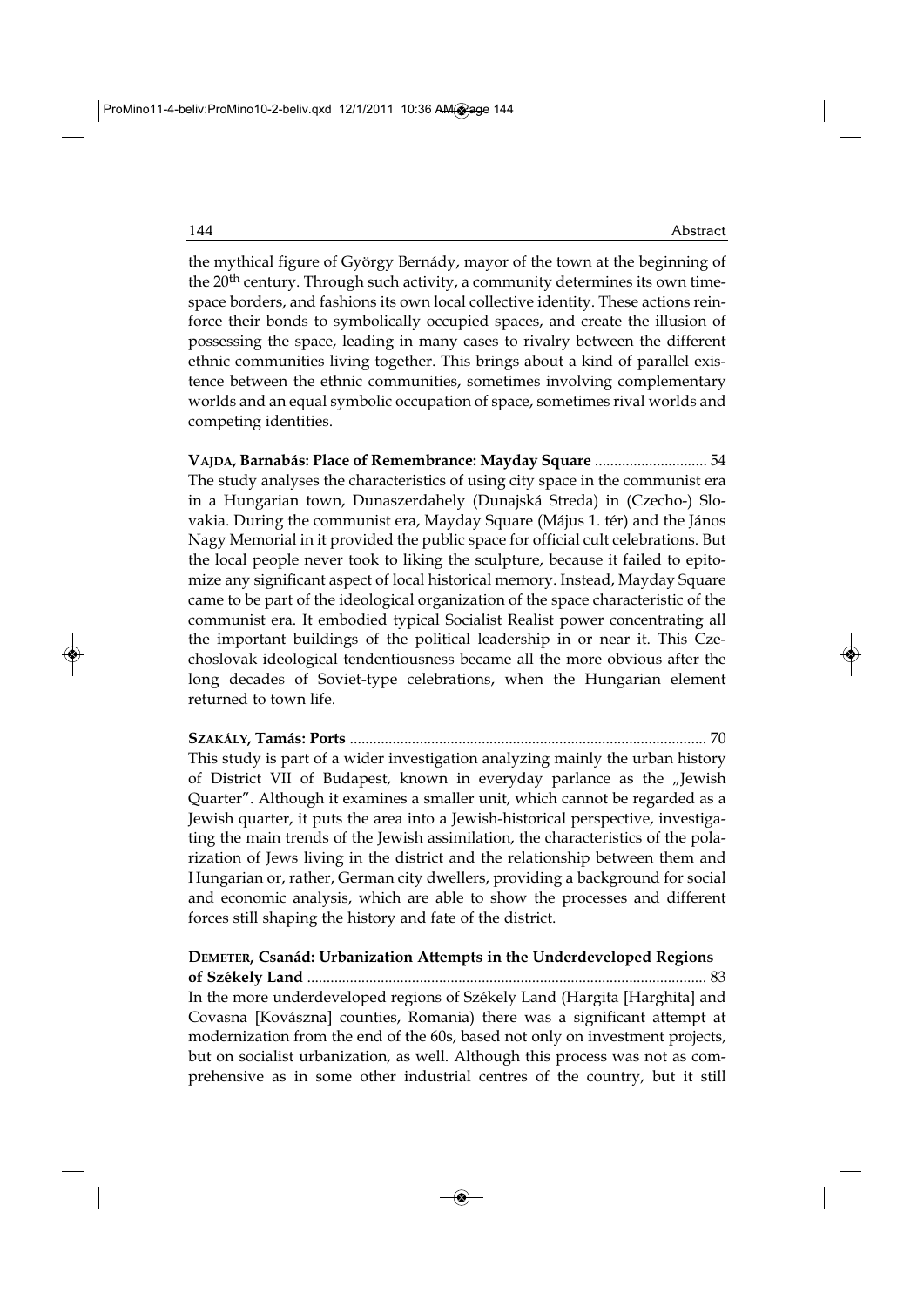the mythical figure of György Bernády, mayor of the town at the beginning of the 20th century. Through such activity, a community determines its own time-space borders, and fashions its own local collective identity. These actions reinforce their bonds to symbolically occupied spaces, and create the illusion of possessing the space, leading in many cases to rivalry between the different ethnic communities living together. This brings about a kind of parallel existence between the ethnic communities, sometimes involving complementary worlds and an equal symbolic occupation of space, sometimes rival worlds and competing identities.

**VAJDA, Barnabás: Place of Remembrance: Mayday Square** ............................. 54
The study analyses the characteristics of using city space in the communist era in a Hungarian town, Dunaszerdahely (Dunajská Streda) in (Czecho-) Slovakia. During the communist era, Mayday Square (Május 1. tér) and the János Nagy Memorial in it provided the public space for official cult celebrations. But the local people never took to liking the sculpture, because it failed to epitomize any significant aspect of local historical memory. Instead, Mayday Square came to be part of the ideological organization of the space characteristic of the communist era. It embodied typical Socialist Realist power concentrating all the important buildings of the political leadership in or near it. This Czechoslovak ideological tendentiousness became all the more obvious after the long decades of Soviet-type celebrations, when the Hungarian element returned to town life.

**SZAKÁLY, Tamás: Ports** ............................................................................................ 70
This study is part of a wider investigation analyzing mainly the urban history of District VII of Budapest, known in everyday parlance as the „Jewish Quarter". Although it examines a smaller unit, which cannot be regarded as a Jewish quarter, it puts the area into a Jewish-historical perspective, investigating the main trends of the Jewish assimilation, the characteristics of the polarization of Jews living in the district and the relationship between them and Hungarian or, rather, German city dwellers, providing a background for social and economic analysis, which are able to show the processes and different forces still shaping the history and fate of the district.

**DEMETER, Csanád: Urbanization Attempts in the Underdeveloped Regions of Székely Land** ...................................................................................................... 83
In the more underdeveloped regions of Székely Land (Hargita [Harghita] and Covasna [Kovászna] counties, Romania) there was a significant attempt at modernization from the end of the 60s, based not only on investment projects, but on socialist urbanization, as well. Although this process was not as comprehensive as in some other industrial centres of the country, but it still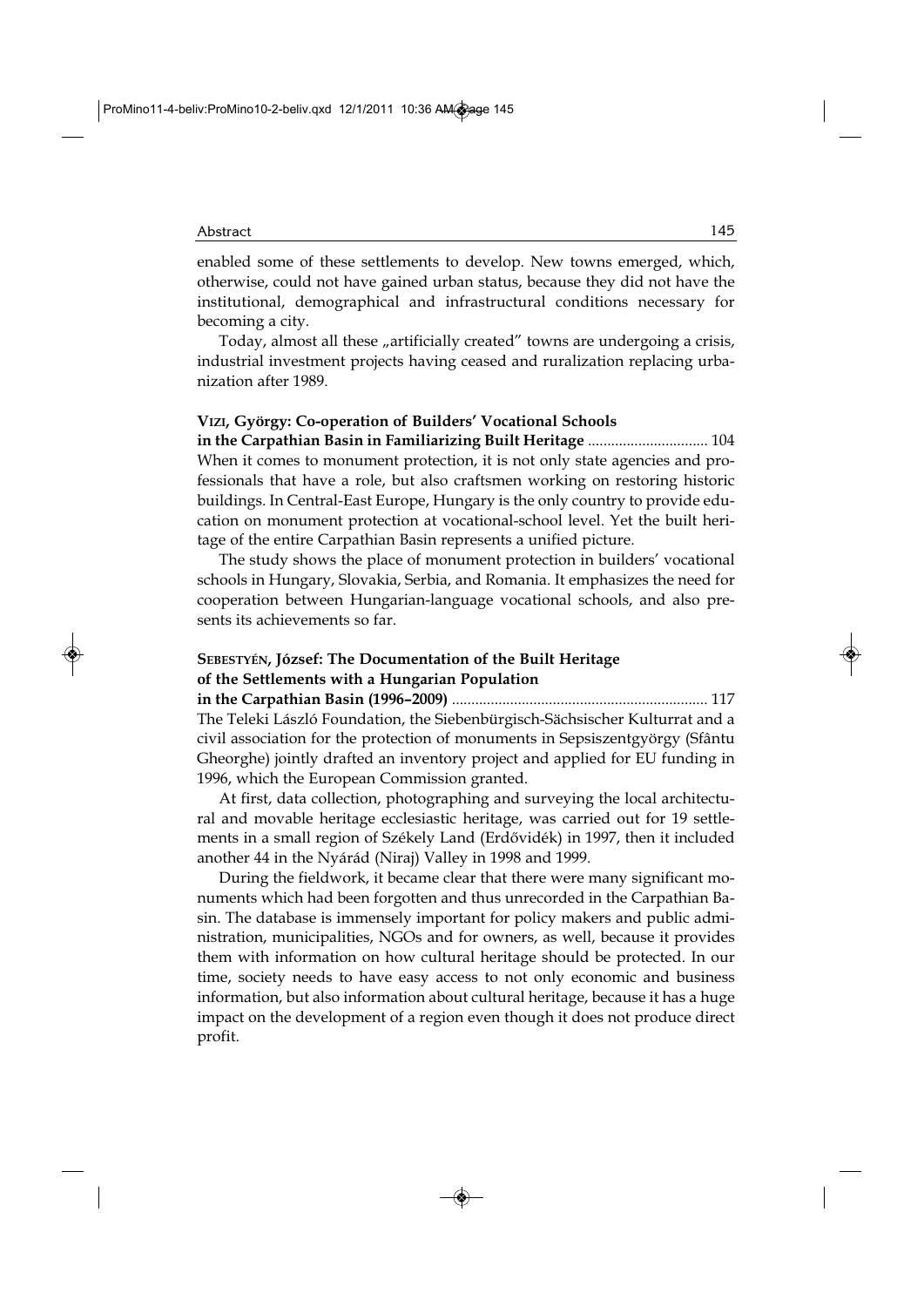enabled some of these settlements to develop. New towns emerged, which, otherwise, could not have gained urban status, because they did not have the institutional, demographical and infrastructural conditions necessary for becoming a city.

Today, almost all these „artificially created" towns are undergoing a crisis, industrial investment projects having ceased and ruralization replacing urbanization after 1989.

**VIZI, György: Co-operation of Builders' Vocational Schools in the Carpathian Basin in Familiarizing Built Heritage** .............................. 104

When it comes to monument protection, it is not only state agencies and professionals that have a role, but also craftsmen working on restoring historic buildings. In Central-East Europe, Hungary is the only country to provide education on monument protection at vocational-school level. Yet the built heritage of the entire Carpathian Basin represents a unified picture.

The study shows the place of monument protection in builders' vocational schools in Hungary, Slovakia, Serbia, and Romania. It emphasizes the need for cooperation between Hungarian-language vocational schools, and also presents its achievements so far.

**SEBESTYÉN, József: The Documentation of the Built Heritage of the Settlements with a Hungarian Population in the Carpathian Basin (1996–2009)** ................................................................. 117

The Teleki László Foundation, the Siebenbürgisch-Sächsischer Kulturrat and a civil association for the protection of monuments in Sepsiszentgyörgy (Sfântu Gheorghe) jointly drafted an inventory project and applied for EU funding in 1996, which the European Commission granted.

At first, data collection, photographing and surveying the local architectural and movable heritage ecclesiastic heritage, was carried out for 19 settlements in a small region of Székely Land (Erdővidék) in 1997, then it included another 44 in the Nyárád (Niraj) Valley in 1998 and 1999.

During the fieldwork, it became clear that there were many significant monuments which had been forgotten and thus unrecorded in the Carpathian Basin. The database is immensely important for policy makers and public administration, municipalities, NGOs and for owners, as well, because it provides them with information on how cultural heritage should be protected. In our time, society needs to have easy access to not only economic and business information, but also information about cultural heritage, because it has a huge impact on the development of a region even though it does not produce direct profit.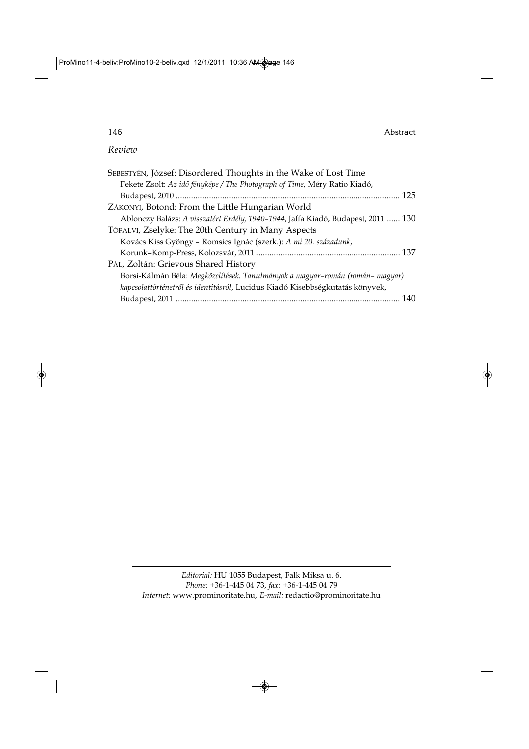## *Review*

SEBESTYÉN, József: Disordered Thoughts in the Wake of Lost Time
Fekete Zsolt: *Az idő fényképe / The Photograph of Time*, Méry Ratio Kiadó, Budapest, 2010 .................... 125

ZÁKONYI, Botond: From the Little Hungarian World
Ablonczy Balázs: *A visszatért Erdély, 1940–1944*, Jaffa Kiadó, Budapest, 2011 ...... 130

TÓFALVI, Zselyke: The 20th Century in Many Aspects
Kovács Kiss Gyöngy – Romsics Ignác (szerk.): *A mi 20. századunk*, Korunk–Komp-Press, Kolozsvár, 2011 .................... 137

PÁL, Zoltán: Grievous Shared History
Borsi-Kálmán Béla: *Megközelítések. Tanulmányok a magyar–román (román– magyar) kapcsolattörténetről és identitásról*, Lucidus Kiadó Kisebbségkutatás könyvek, Budapest, 2011 .................... 140

*Editorial:* HU 1055 Budapest, Falk Miksa u. 6.
*Phone:* +36-1-445 04 73, *fax:* +36-1-445 04 79
*Internet:* www.prominoritate.hu, *E-mail:* redactio@prominoritate.hu